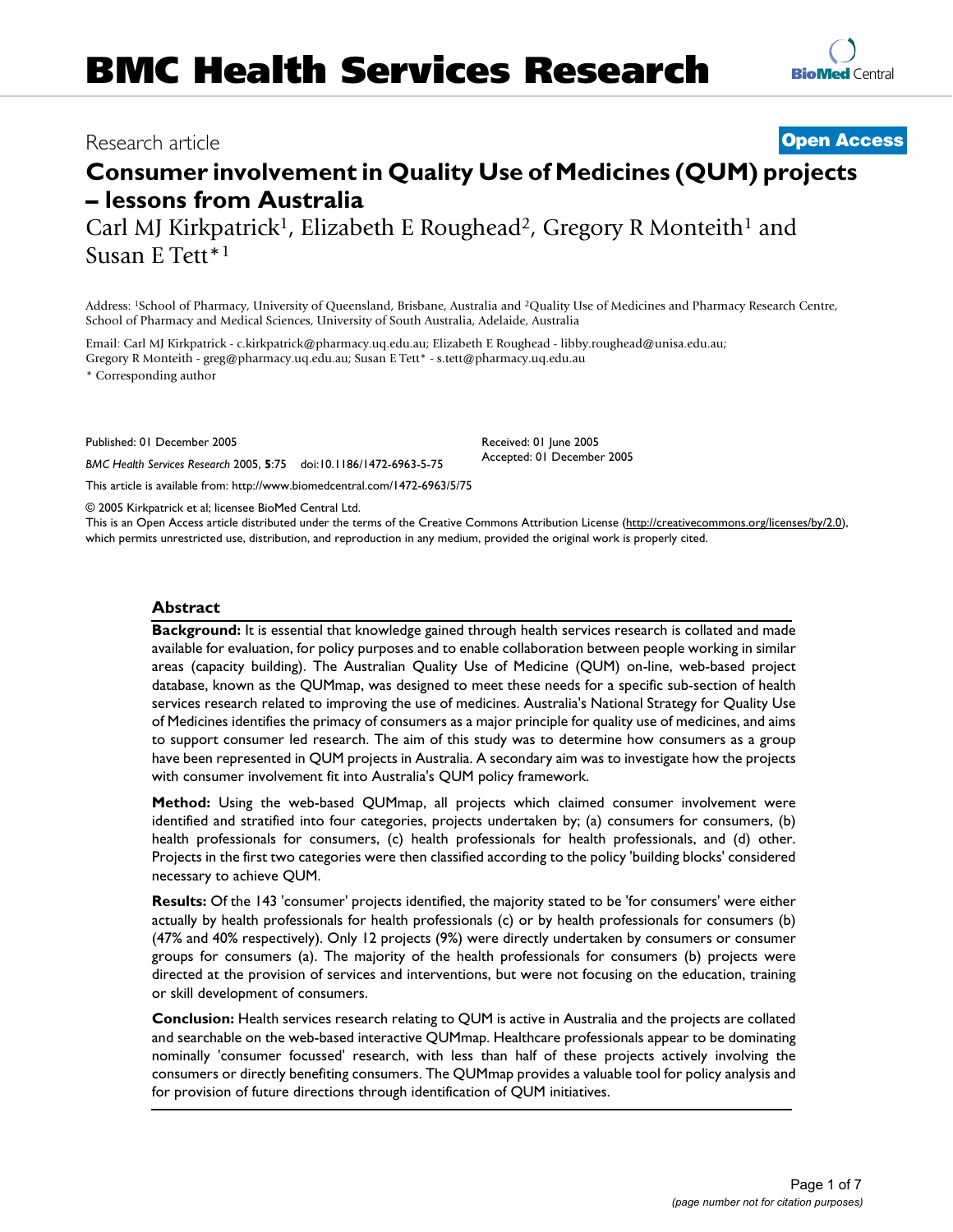# BMC Health Services Research

Research article

**Open Access**

# Consumer involvement in Quality Use of Medicines (QUM) projects – lessons from Australia

Carl MJ Kirkpatrick[1], Elizabeth E Roughead[2], Gregory R Monteith[1] and Susan E Tett*[1]

Address: [1]School of Pharmacy, University of Queensland, Brisbane, Australia and [2]Quality Use of Medicines and Pharmacy Research Centre, School of Pharmacy and Medical Sciences, University of South Australia, Adelaide, Australia

Email: Carl MJ Kirkpatrick - c.kirkpatrick@pharmacy.uq.edu.au; Elizabeth E Roughead - libby.roughead@unisa.edu.au; Gregory R Monteith - greg@pharmacy.uq.edu.au; Susan E Tett* - s.tett@pharmacy.uq.edu.au

* Corresponding author

Published: 01 December 2005

*BMC Health Services Research* 2005, **5**:75 doi:10.1186/1472-6963-5-75

Received: 01 June 2005

Accepted: 01 December 2005

This article is available from: http://www.biomedcentral.com/1472-6963/5/75

© 2005 Kirkpatrick et al; licensee BioMed Central Ltd.

This is an Open Access article distributed under the terms of the Creative Commons Attribution License (http://creativecommons.org/licenses/by/2.0), which permits unrestricted use, distribution, and reproduction in any medium, provided the original work is properly cited.

## Abstract

**Background:** It is essential that knowledge gained through health services research is collated and made available for evaluation, for policy purposes and to enable collaboration between people working in similar areas (capacity building). The Australian Quality Use of Medicine (QUM) on-line, web-based project database, known as the QUMmap, was designed to meet these needs for a specific sub-section of health services research related to improving the use of medicines. Australia's National Strategy for Quality Use of Medicines identifies the primacy of consumers as a major principle for quality use of medicines, and aims to support consumer led research. The aim of this study was to determine how consumers as a group have been represented in QUM projects in Australia. A secondary aim was to investigate how the projects with consumer involvement fit into Australia's QUM policy framework.

**Method:** Using the web-based QUMmap, all projects which claimed consumer involvement were identified and stratified into four categories, projects undertaken by; (a) consumers for consumers, (b) health professionals for consumers, (c) health professionals for health professionals, and (d) other. Projects in the first two categories were then classified according to the policy 'building blocks' considered necessary to achieve QUM.

**Results:** Of the 143 'consumer' projects identified, the majority stated to be 'for consumers' were either actually by health professionals for health professionals (c) or by health professionals for consumers (b) (47% and 40% respectively). Only 12 projects (9%) were directly undertaken by consumers or consumer groups for consumers (a). The majority of the health professionals for consumers (b) projects were directed at the provision of services and interventions, but were not focusing on the education, training or skill development of consumers.

**Conclusion:** Health services research relating to QUM is active in Australia and the projects are collated and searchable on the web-based interactive QUMmap. Healthcare professionals appear to be dominating nominally 'consumer focussed' research, with less than half of these projects actively involving the consumers or directly benefiting consumers. The QUMmap provides a valuable tool for policy analysis and for provision of future directions through identification of QUM initiatives.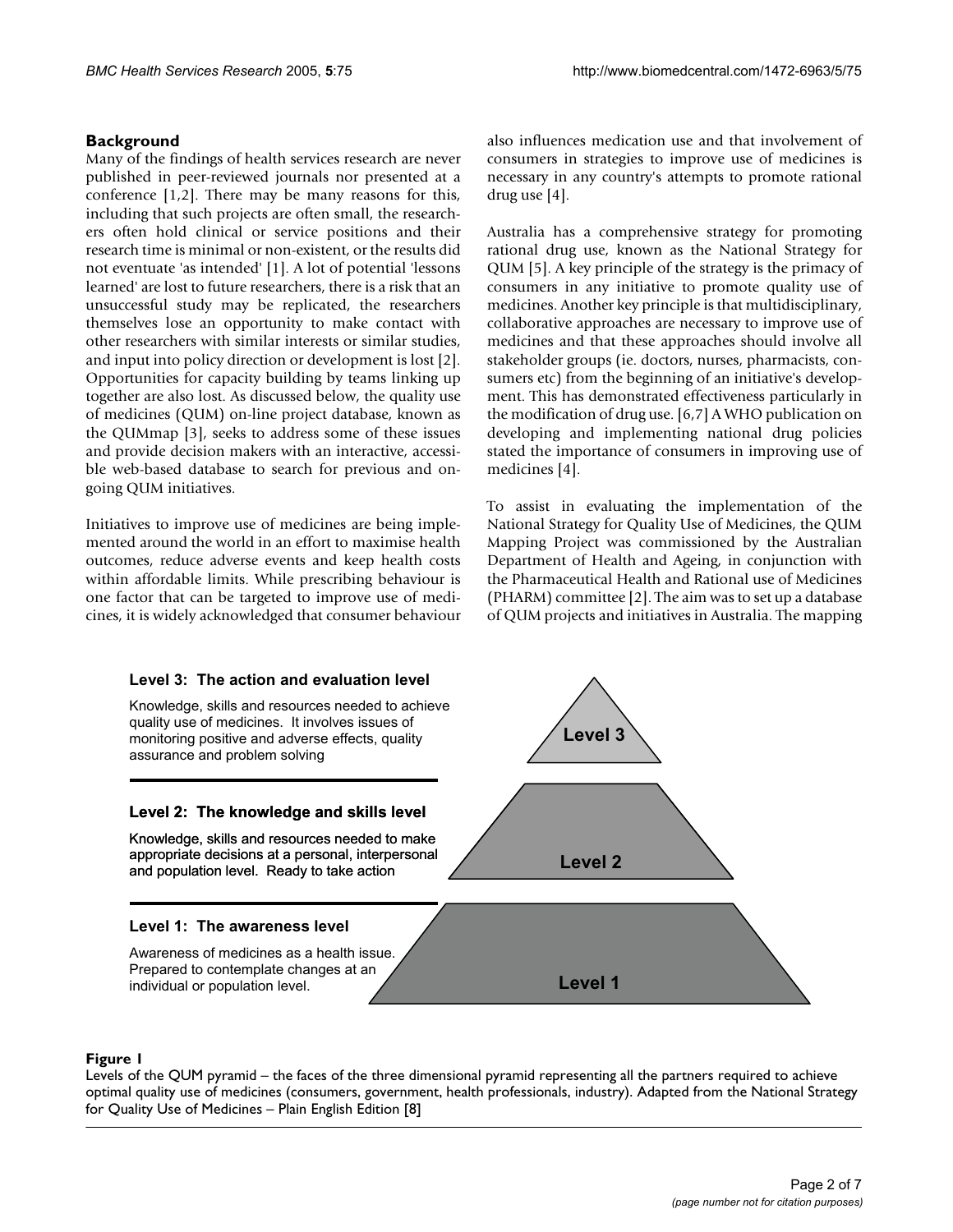## Background

Many of the findings of health services research are never published in peer-reviewed journals nor presented at a conference [1,2]. There may be many reasons for this, including that such projects are often small, the researchers often hold clinical or service positions and their research time is minimal or non-existent, or the results did not eventuate 'as intended' [1]. A lot of potential 'lessons learned' are lost to future researchers, there is a risk that an unsuccessful study may be replicated, the researchers themselves lose an opportunity to make contact with other researchers with similar interests or similar studies, and input into policy direction or development is lost [2]. Opportunities for capacity building by teams linking up together are also lost. As discussed below, the quality use of medicines (QUM) on-line project database, known as the QUMmap [3], seeks to address some of these issues and provide decision makers with an interactive, accessible web-based database to search for previous and ongoing QUM initiatives.

Initiatives to improve use of medicines are being implemented around the world in an effort to maximise health outcomes, reduce adverse events and keep health costs within affordable limits. While prescribing behaviour is one factor that can be targeted to improve use of medicines, it is widely acknowledged that consumer behaviour also influences medication use and that involvement of consumers in strategies to improve use of medicines is necessary in any country's attempts to promote rational drug use [4].

Australia has a comprehensive strategy for promoting rational drug use, known as the National Strategy for QUM [5]. A key principle of the strategy is the primacy of consumers in any initiative to promote quality use of medicines. Another key principle is that multidisciplinary, collaborative approaches are necessary to improve use of medicines and that these approaches should involve all stakeholder groups (ie. doctors, nurses, pharmacists, consumers etc) from the beginning of an initiative's development. This has demonstrated effectiveness particularly in the modification of drug use. [6,7] A WHO publication on developing and implementing national drug policies stated the importance of consumers in improving use of medicines [4].

To assist in evaluating the implementation of the National Strategy for Quality Use of Medicines, the QUM Mapping Project was commissioned by the Australian Department of Health and Ageing, in conjunction with the Pharmaceutical Health and Rational use of Medicines (PHARM) committee [2]. The aim was to set up a database of QUM projects and initiatives in Australia. The mapping

**Level 3: The action and evaluation level**

Knowledge, skills and resources needed to achieve quality use of medicines. It involves issues of monitoring positive and adverse effects, quality assurance and problem solving

**Level 2: The knowledge and skills level**

Knowledge, skills and resources needed to make appropriate decisions at a personal, interpersonal and population level. Ready to take action

**Level 1: The awareness level**

Awareness of medicines as a health issue. Prepared to contemplate changes at an individual or population level.

Level 3

Level 2

Level 1

**Figure 1**

Levels of the QUM pyramid – the faces of the three dimensional pyramid representing all the partners required to achieve optimal quality use of medicines (consumers, government, health professionals, industry). Adapted from the National Strategy for Quality Use of Medicines – Plain English Edition [8]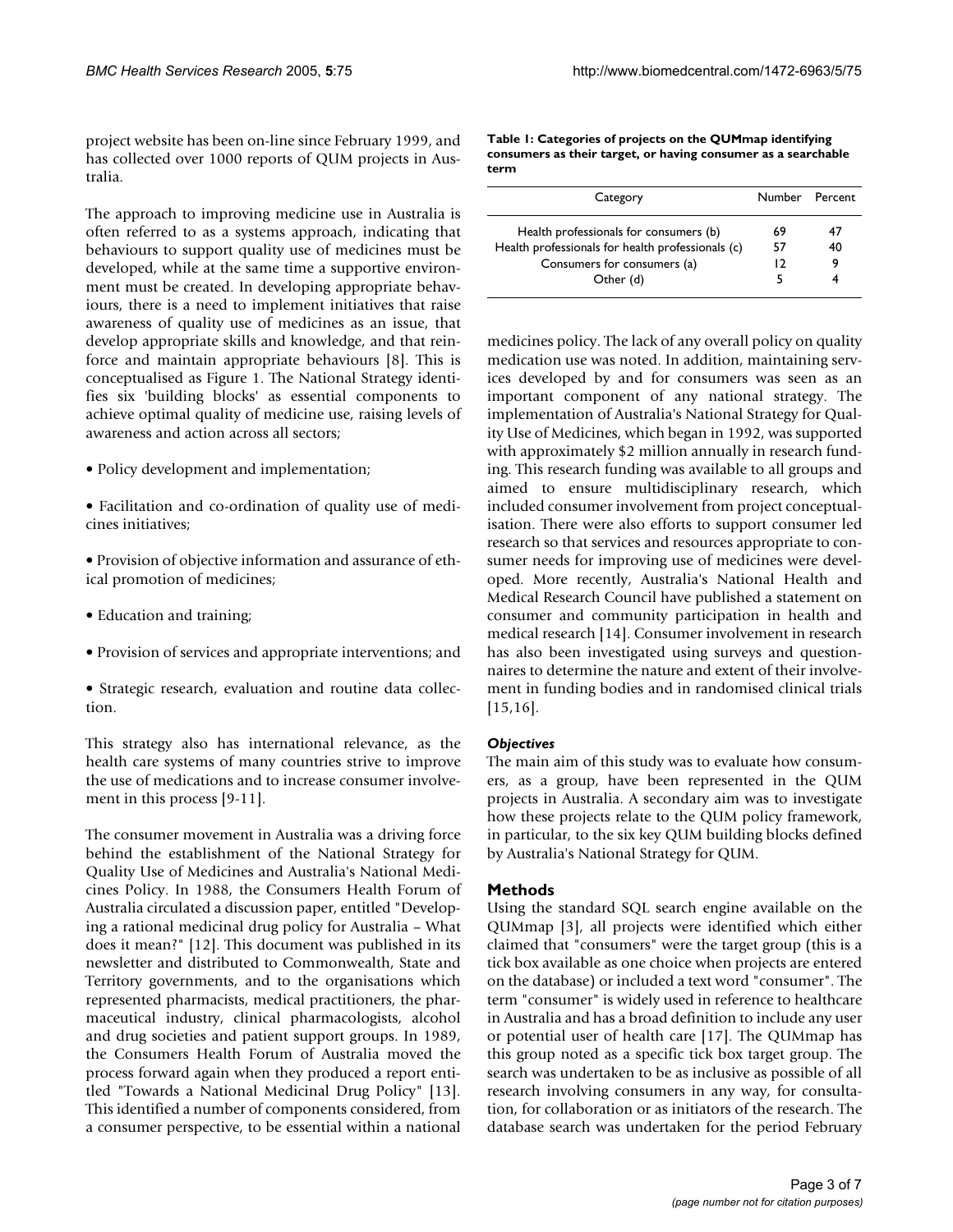project website has been on-line since February 1999, and has collected over 1000 reports of QUM projects in Australia.

The approach to improving medicine use in Australia is often referred to as a systems approach, indicating that behaviours to support quality use of medicines must be developed, while at the same time a supportive environment must be created. In developing appropriate behaviours, there is a need to implement initiatives that raise awareness of quality use of medicines as an issue, that develop appropriate skills and knowledge, and that reinforce and maintain appropriate behaviours [8]. This is conceptualised as Figure 1. The National Strategy identifies six 'building blocks' as essential components to achieve optimal quality of medicine use, raising levels of awareness and action across all sectors;

- Policy development and implementation;
- Facilitation and co-ordination of quality use of medicines initiatives;
- Provision of objective information and assurance of ethical promotion of medicines;
- Education and training;
- Provision of services and appropriate interventions; and
- Strategic research, evaluation and routine data collection.

This strategy also has international relevance, as the health care systems of many countries strive to improve the use of medications and to increase consumer involvement in this process [9-11].

The consumer movement in Australia was a driving force behind the establishment of the National Strategy for Quality Use of Medicines and Australia's National Medicines Policy. In 1988, the Consumers Health Forum of Australia circulated a discussion paper, entitled "Developing a rational medicinal drug policy for Australia – What does it mean?" [12]. This document was published in its newsletter and distributed to Commonwealth, State and Territory governments, and to the organisations which represented pharmacists, medical practitioners, the pharmaceutical industry, clinical pharmacologists, alcohol and drug societies and patient support groups. In 1989, the Consumers Health Forum of Australia moved the process forward again when they produced a report entitled "Towards a National Medicinal Drug Policy" [13]. This identified a number of components considered, from a consumer perspective, to be essential within a national medicines policy. The lack of any overall policy on quality medication use was noted. In addition, maintaining services developed by and for consumers was seen as an important component of any national strategy. The implementation of Australia's National Strategy for Quality Use of Medicines, which began in 1992, was supported with approximately $2 million annually in research funding. This research funding was available to all groups and aimed to ensure multidisciplinary research, which included consumer involvement from project conceptualisation. There were also efforts to support consumer led research so that services and resources appropriate to consumer needs for improving use of medicines were developed. More recently, Australia's National Health and Medical Research Council have published a statement on consumer and community participation in health and medical research [14]. Consumer involvement in research has also been investigated using surveys and questionnaires to determine the nature and extent of their involvement in funding bodies and in randomised clinical trials [15,16].

**Table 1: Categories of projects on the QUMmap identifying consumers as their target, or having consumer as a searchable term**

| Category | Number | Percent |
|---|---|---|
| Health professionals for consumers (b) | 69 | 47 |
| Health professionals for health professionals (c) | 57 | 40 |
| Consumers for consumers (a) | 12 | 9 |
| Other (d) | 5 | 4 |

### *Objectives*

The main aim of this study was to evaluate how consumers, as a group, have been represented in the QUM projects in Australia. A secondary aim was to investigate how these projects relate to the QUM policy framework, in particular, to the six key QUM building blocks defined by Australia's National Strategy for QUM.

## Methods

Using the standard SQL search engine available on the QUMmap [3], all projects were identified which either claimed that "consumers" were the target group (this is a tick box available as one choice when projects are entered on the database) or included a text word "consumer". The term "consumer" is widely used in reference to healthcare in Australia and has a broad definition to include any user or potential user of health care [17]. The QUMmap has this group noted as a specific tick box target group. The search was undertaken to be as inclusive as possible of all research involving consumers in any way, for consultation, for collaboration or as initiators of the research. The database search was undertaken for the period February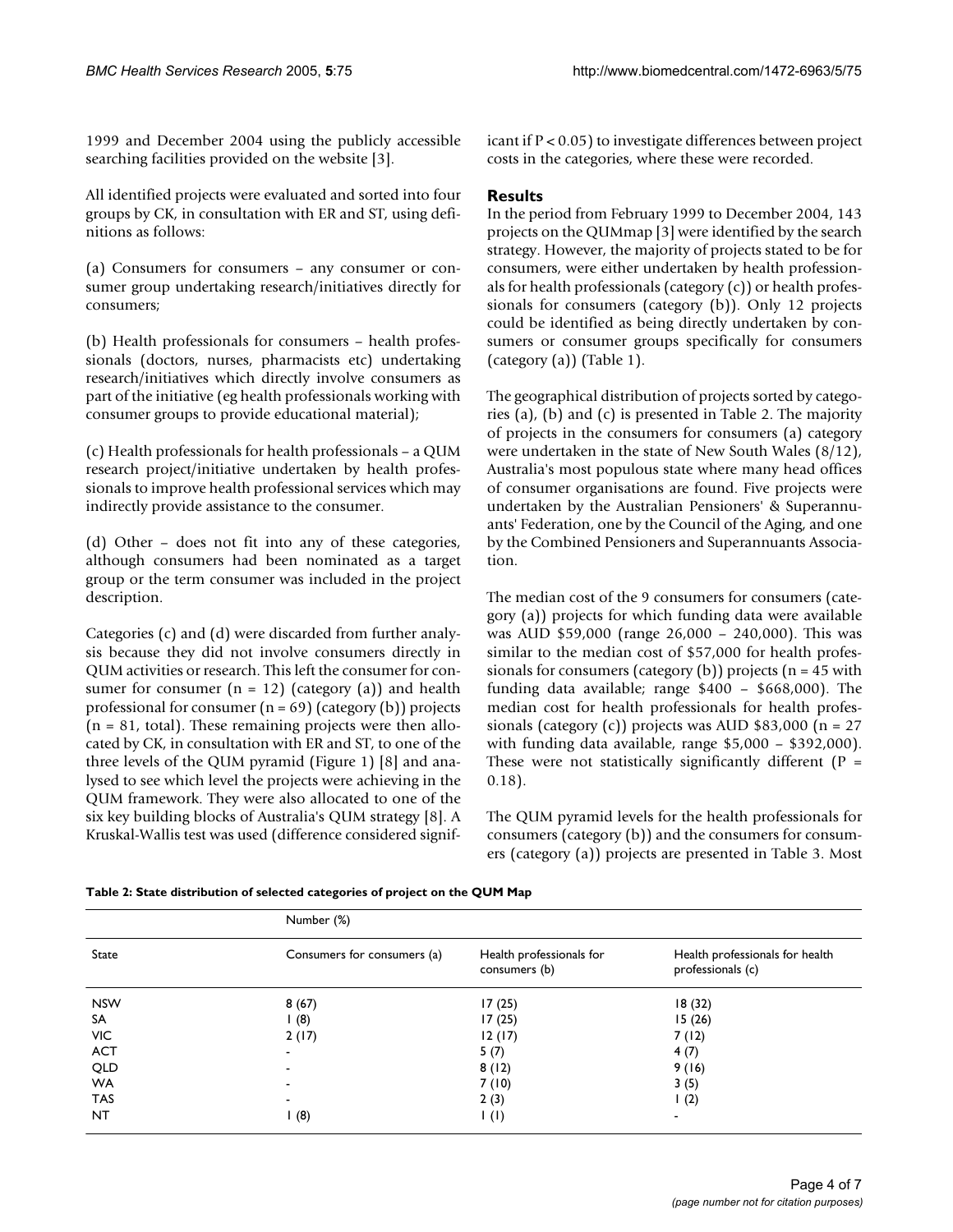1999 and December 2004 using the publicly accessible searching facilities provided on the website [3].

All identified projects were evaluated and sorted into four groups by CK, in consultation with ER and ST, using definitions as follows:

(a) Consumers for consumers – any consumer or consumer group undertaking research/initiatives directly for consumers;

(b) Health professionals for consumers – health professionals (doctors, nurses, pharmacists etc) undertaking research/initiatives which directly involve consumers as part of the initiative (eg health professionals working with consumer groups to provide educational material);

(c) Health professionals for health professionals – a QUM research project/initiative undertaken by health professionals to improve health professional services which may indirectly provide assistance to the consumer.

(d) Other – does not fit into any of these categories, although consumers had been nominated as a target group or the term consumer was included in the project description.

Categories (c) and (d) were discarded from further analysis because they did not involve consumers directly in QUM activities or research. This left the consumer for consumer (n = 12) (category (a)) and health professional for consumer (n = 69) (category (b)) projects (n = 81, total). These remaining projects were then allocated by CK, in consultation with ER and ST, to one of the three levels of the QUM pyramid (Figure 1) [8] and analysed to see which level the projects were achieving in the QUM framework. They were also allocated to one of the six key building blocks of Australia's QUM strategy [8]. A Kruskal-Wallis test was used (difference considered significant if $P < 0.05$) to investigate differences between project costs in the categories, where these were recorded.

## Results

In the period from February 1999 to December 2004, 143 projects on the QUMmap [3] were identified by the search strategy. However, the majority of projects stated to be for consumers, were either undertaken by health professionals for health professionals (category (c)) or health professionals for consumers (category (b)). Only 12 projects could be identified as being directly undertaken by consumers or consumer groups specifically for consumers (category (a)) (Table 1).

The geographical distribution of projects sorted by categories (a), (b) and (c) is presented in Table 2. The majority of projects in the consumers for consumers (a) category were undertaken in the state of New South Wales (8/12), Australia's most populous state where many head offices of consumer organisations are found. Five projects were undertaken by the Australian Pensioners' & Superannuants' Federation, one by the Council of the Aging, and one by the Combined Pensioners and Superannuants Association.

The median cost of the 9 consumers for consumers (category (a)) projects for which funding data were available was AUD $59,000 (range 26,000 – 240,000). This was similar to the median cost of $57,000 for health professionals for consumers (category (b)) projects (n = 45 with funding data available; range $400 – $668,000). The median cost for health professionals for health professionals (category (c)) projects was AUD $83,000 (n = 27 with funding data available, range $5,000 – $392,000). These were not statistically significantly different ($P = 0.18$).

The QUM pyramid levels for the health professionals for consumers (category (b)) and the consumers for consumers (category (a)) projects are presented in Table 3. Most

**Table 2: State distribution of selected categories of project on the QUM Map**

| | Number (%) | | |
|---|---|---|---|
| State | Consumers for consumers (a) | Health professionals for consumers (b) | Health professionals for health professionals (c) |
| NSW | 8 (67) | 17 (25) | 18 (32) |
| SA | 1 (8) | 17 (25) | 15 (26) |
| VIC | 2 (17) | 12 (17) | 7 (12) |
| ACT | - | 5 (7) | 4 (7) |
| QLD | - | 8 (12) | 9 (16) |
| WA | - | 7 (10) | 3 (5) |
| TAS | - | 2 (3) | 1 (2) |
| NT | 1 (8) | 1 (1) | - |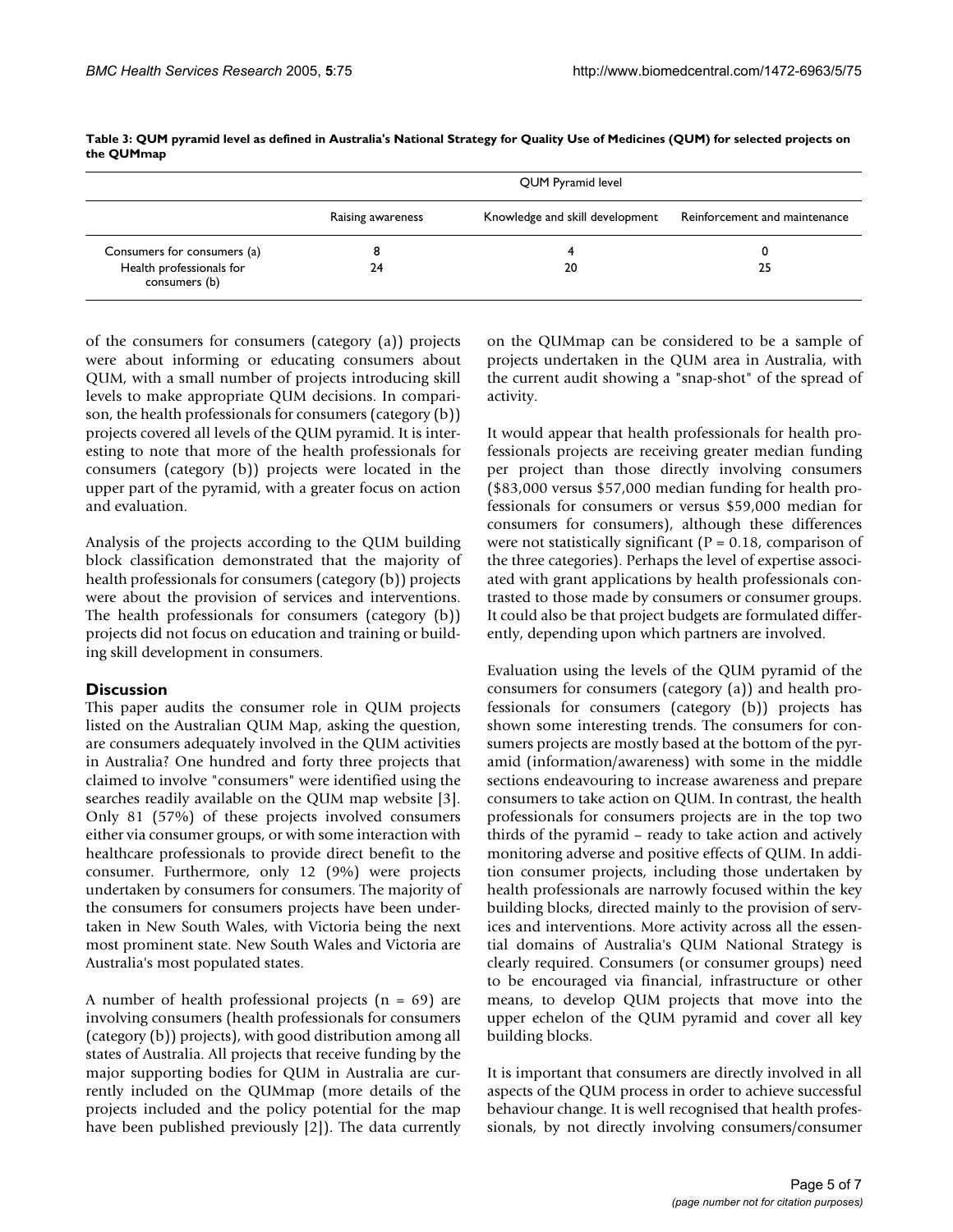**Table 3: QUM pyramid level as defined in Australia's National Strategy for Quality Use of Medicines (QUM) for selected projects on the QUMmap**

| | QUM Pyramid level | | |
|---|---|---|---|
| | Raising awareness | Knowledge and skill development | Reinforcement and maintenance |
| Consumers for consumers (a) | 8 | 4 | 0 |
| Health professionals for consumers (b) | 24 | 20 | 25 |

of the consumers for consumers (category (a)) projects were about informing or educating consumers about QUM, with a small number of projects introducing skill levels to make appropriate QUM decisions. In comparison, the health professionals for consumers (category (b)) projects covered all levels of the QUM pyramid. It is interesting to note that more of the health professionals for consumers (category (b)) projects were located in the upper part of the pyramid, with a greater focus on action and evaluation.

Analysis of the projects according to the QUM building block classification demonstrated that the majority of health professionals for consumers (category (b)) projects were about the provision of services and interventions. The health professionals for consumers (category (b)) projects did not focus on education and training or building skill development in consumers.

## Discussion

This paper audits the consumer role in QUM projects listed on the Australian QUM Map, asking the question, are consumers adequately involved in the QUM activities in Australia? One hundred and forty three projects that claimed to involve "consumers" were identified using the searches readily available on the QUM map website [3]. Only 81 (57%) of these projects involved consumers either via consumer groups, or with some interaction with healthcare professionals to provide direct benefit to the consumer. Furthermore, only 12 (9%) were projects undertaken by consumers for consumers. The majority of the consumers for consumers projects have been undertaken in New South Wales, with Victoria being the next most prominent state. New South Wales and Victoria are Australia's most populated states.

A number of health professional projects (n = 69) are involving consumers (health professionals for consumers (category (b)) projects), with good distribution among all states of Australia. All projects that receive funding by the major supporting bodies for QUM in Australia are currently included on the QUMmap (more details of the projects included and the policy potential for the map have been published previously [2]). The data currently on the QUMmap can be considered to be a sample of projects undertaken in the QUM area in Australia, with the current audit showing a "snap-shot" of the spread of activity.

It would appear that health professionals for health professionals projects are receiving greater median funding per project than those directly involving consumers ($83,000 versus $57,000 median funding for health professionals for consumers or versus $59,000 median for consumers for consumers), although these differences were not statistically significant ($P = 0.18$, comparison of the three categories). Perhaps the level of expertise associated with grant applications by health professionals contrasted to those made by consumers or consumer groups. It could also be that project budgets are formulated differently, depending upon which partners are involved.

Evaluation using the levels of the QUM pyramid of the consumers for consumers (category (a)) and health professionals for consumers (category (b)) projects has shown some interesting trends. The consumers for consumers projects are mostly based at the bottom of the pyramid (information/awareness) with some in the middle sections endeavouring to increase awareness and prepare consumers to take action on QUM. In contrast, the health professionals for consumers projects are in the top two thirds of the pyramid – ready to take action and actively monitoring adverse and positive effects of QUM. In addition consumer projects, including those undertaken by health professionals are narrowly focused within the key building blocks, directed mainly to the provision of services and interventions. More activity across all the essential domains of Australia's QUM National Strategy is clearly required. Consumers (or consumer groups) need to be encouraged via financial, infrastructure or other means, to develop QUM projects that move into the upper echelon of the QUM pyramid and cover all key building blocks.

It is important that consumers are directly involved in all aspects of the QUM process in order to achieve successful behaviour change. It is well recognised that health professionals, by not directly involving consumers/consumer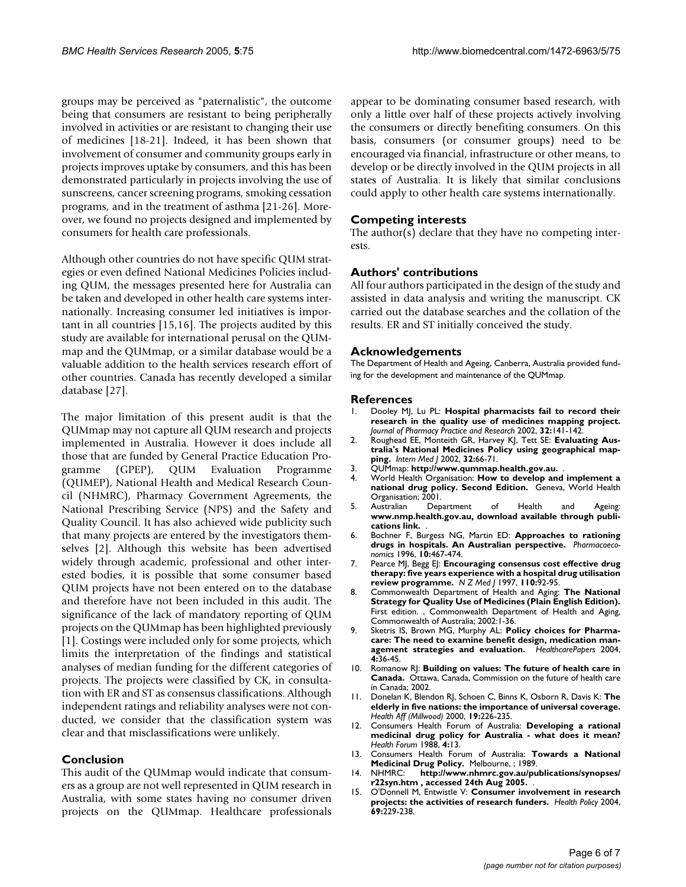groups may be perceived as "paternalistic", the outcome being that consumers are resistant to being peripherally involved in activities or are resistant to changing their use of medicines [18-21]. Indeed, it has been shown that involvement of consumer and community groups early in projects improves uptake by consumers, and this has been demonstrated particularly in projects involving the use of sunscreens, cancer screening programs, smoking cessation programs, and in the treatment of asthma [21-26]. Moreover, we found no projects designed and implemented by consumers for health care professionals.

Although other countries do not have specific QUM strategies or even defined National Medicines Policies including QUM, the messages presented here for Australia can be taken and developed in other health care systems internationally. Increasing consumer led initiatives is important in all countries [15,16]. The projects audited by this study are available for international perusal on the QUMmap and the QUMmap, or a similar database would be a valuable addition to the health services research effort of other countries. Canada has recently developed a similar database [27].

The major limitation of this present audit is that the QUMmap may not capture all QUM research and projects implemented in Australia. However it does include all those that are funded by General Practice Education Programme (GPEP), QUM Evaluation Programme (QUMEP), National Health and Medical Research Council (NHMRC), Pharmacy Government Agreements, the National Prescribing Service (NPS) and the Safety and Quality Council. It has also achieved wide publicity such that many projects are entered by the investigators themselves [2]. Although this website has been advertised widely through academic, professional and other interested bodies, it is possible that some consumer based QUM projects have not been entered on to the database and therefore have not been included in this audit. The significance of the lack of mandatory reporting of QUM projects on the QUMmap has been highlighted previously [1]. Costings were included only for some projects, which limits the interpretation of the findings and statistical analyses of median funding for the different categories of projects. The projects were classified by CK, in consultation with ER and ST as consensus classifications. Although independent ratings and reliability analyses were not conducted, we consider that the classification system was clear and that misclassifications were unlikely.

## Conclusion

This audit of the QUMmap would indicate that consumers as a group are not well represented in QUM research in Australia, with some states having no consumer driven projects on the QUMmap. Healthcare professionals appear to be dominating consumer based research, with only a little over half of these projects actively involving the consumers or directly benefiting consumers. On this basis, consumers (or consumer groups) need to be encouraged via financial, infrastructure or other means, to develop or be directly involved in the QUM projects in all states of Australia. It is likely that similar conclusions could apply to other health care systems internationally.

## Competing interests

The author(s) declare that they have no competing interests.

## Authors' contributions

All four authors participated in the design of the study and assisted in data analysis and writing the manuscript. CK carried out the database searches and the collation of the results. ER and ST initially conceived the study.

## Acknowledgements

The Department of Health and Ageing, Canberra, Australia provided funding for the development and maintenance of the QUMmap.

## References

1. Dooley MJ, Lu PL: **Hospital pharmacists fail to record their research in the quality use of medicines mapping project.** *Journal of Pharmacy Practice and Research* 2002, **32:**141-142.
2. Roughead EE, Monteith GR, Harvey KJ, Tett SE: **Evaluating Australia's National Medicines Policy using geographical mapping.** *Intern Med J* 2002, **32:**66-71.
3. QUMmap: **http://www.qummap.health.gov.au.** .
4. World Health Organisation: **How to develop and implement a national drug policy. Second Edition.** Geneva, World Health Organisation; 2001.
5. Australian Department of Health and Ageing: **www.nmp.health.gov.au, download available through publications link.** .
6. Bochner F, Burgess NG, Martin ED: **Approaches to rationing drugs in hospitals. An Australian perspective.** *Pharmacoeconomics* 1996, **10:**467-474.
7. Pearce MJ, Begg EJ: **Encouraging consensus cost effective drug therapy: five years experience with a hospital drug utilisation review programme.** *N Z Med J* 1997, **110:**92-95.
8. Commonwealth Department of Health and Aging: **The National Strategy for Quality Use of Medicines (Plain English Edition).** First edition. , Commonwealth Department of Health and Aging, Commonwealth of Australia; 2002:1-36.
9. Sketris IS, Brown MG, Murphy AL: **Policy choices for Pharmacare: The need to examine benefit design, medication management strategies and evaluation.** *HealthcarePapers* 2004, **4:**36-45.
10. Romanow RJ: **Building on values: The future of health care in Canada.** Ottawa, Canada, Commission on the future of health care in Canada; 2002.
11. Donelan K, Blendon RJ, Schoen C, Binns K, Osborn R, Davis K: **The elderly in five nations: the importance of universal coverage.** *Health Aff (Millwood)* 2000, **19:**226-235.
12. Consumers Health Forum of Australia: **Developing a rational medicinal drug policy for Australia - what does it mean?** *Health Forum* 1988, **4:**13.
13. Consumers Health Forum of Australia: **Towards a National Medicinal Drug Policy.** Melbourne, ; 1989.
14. NHMRC: **http://www.nhmrc.gov.au/publications/synopses/r22syn.htm , accessed 24th Aug 2005.** .
15. O'Donnell M, Entwistle V: **Consumer involvement in research projects: the activities of research funders.** *Health Policy* 2004, **69:**229-238.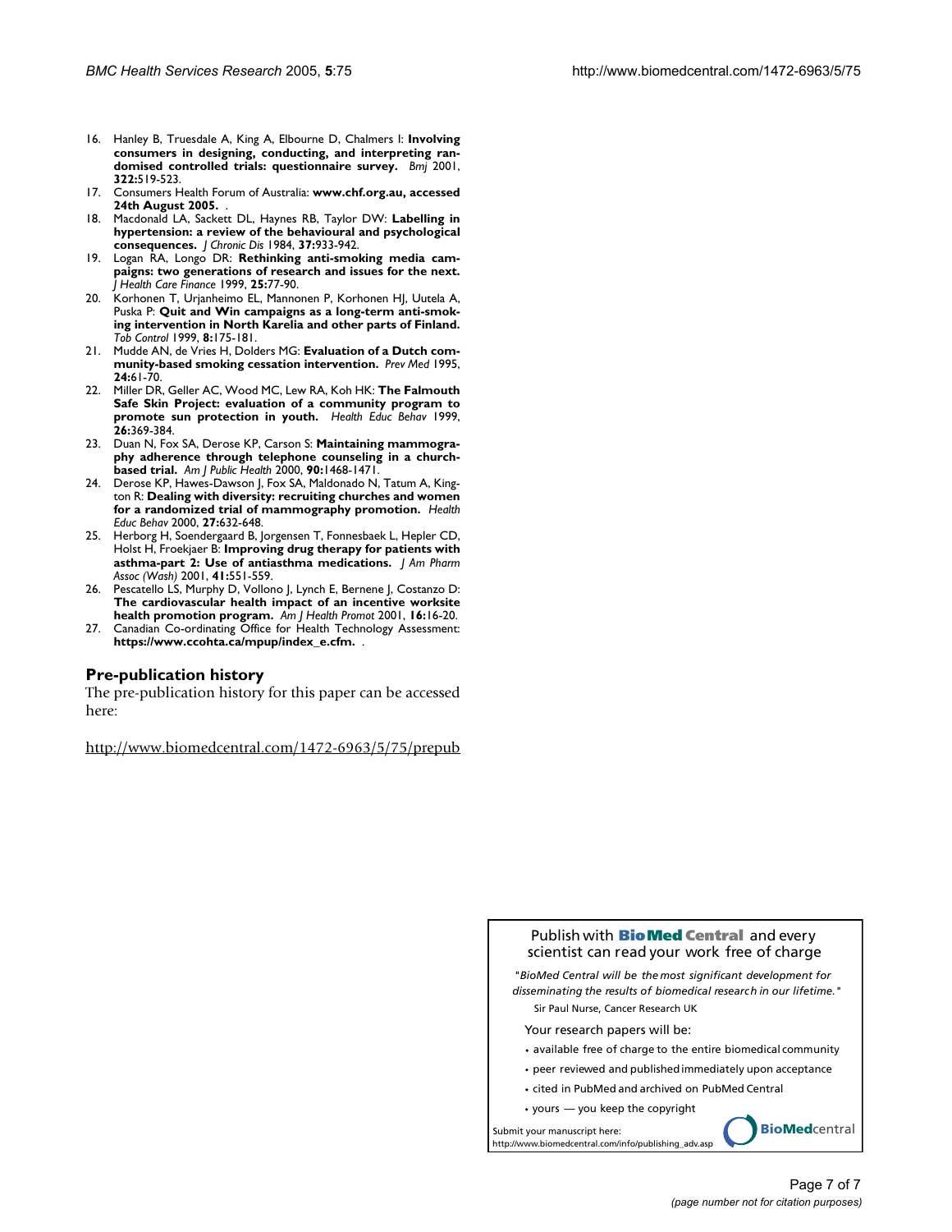16. Hanley B, Truesdale A, King A, Elbourne D, Chalmers I: **Involving consumers in designing, conducting, and interpreting randomised controlled trials: questionnaire survey.** *Bmj* 2001, **322:**519-523.
17. Consumers Health Forum of Australia: **www.chf.org.au, accessed 24th August 2005.** .
18. Macdonald LA, Sackett DL, Haynes RB, Taylor DW: **Labelling in hypertension: a review of the behavioural and psychological consequences.** *J Chronic Dis* 1984, **37:**933-942.
19. Logan RA, Longo DR: **Rethinking anti-smoking media campaigns: two generations of research and issues for the next.** *J Health Care Finance* 1999, **25:**77-90.
20. Korhonen T, Urjanheimo EL, Mannonen P, Korhonen HJ, Uutela A, Puska P: **Quit and Win campaigns as a long-term anti-smoking intervention in North Karelia and other parts of Finland.** *Tob Control* 1999, **8:**175-181.
21. Mudde AN, de Vries H, Dolders MG: **Evaluation of a Dutch community-based smoking cessation intervention.** *Prev Med* 1995, **24:**61-70.
22. Miller DR, Geller AC, Wood MC, Lew RA, Koh HK: **The Falmouth Safe Skin Project: evaluation of a community program to promote sun protection in youth.** *Health Educ Behav* 1999, **26:**369-384.
23. Duan N, Fox SA, Derose KP, Carson S: **Maintaining mammography adherence through telephone counseling in a church-based trial.** *Am J Public Health* 2000, **90:**1468-1471.
24. Derose KP, Hawes-Dawson J, Fox SA, Maldonado N, Tatum A, Kington R: **Dealing with diversity: recruiting churches and women for a randomized trial of mammography promotion.** *Health Educ Behav* 2000, **27:**632-648.
25. Herborg H, Soendergaard B, Jorgensen T, Fonnesbaek L, Hepler CD, Holst H, Froekjaer B: **Improving drug therapy for patients with asthma-part 2: Use of antiasthma medications.** *J Am Pharm Assoc (Wash)* 2001, **41:**551-559.
26. Pescatello LS, Murphy D, Vollono J, Lynch E, Bernene J, Costanzo D: **The cardiovascular health impact of an incentive worksite health promotion program.** *Am J Health Promot* 2001, **16:**16-20.
27. Canadian Co-ordinating Office for Health Technology Assessment: **https://www.ccohta.ca/mpup/index_e.cfm.** .

## Pre-publication history

The pre-publication history for this paper can be accessed here:

http://www.biomedcentral.com/1472-6963/5/75/prepub

Publish with **BioMed Central** and every scientist can read your work free of charge

*"BioMed Central will be the most significant development for disseminating the results of biomedical research in our lifetime."*
Sir Paul Nurse, Cancer Research UK

Your research papers will be:

- available free of charge to the entire biomedical community
- peer reviewed and published immediately upon acceptance
- cited in PubMed and archived on PubMed Central
- yours — you keep the copyright

Submit your manuscript here:
http://www.biomedcentral.com/info/publishing_adv.asp

BioMedcentral